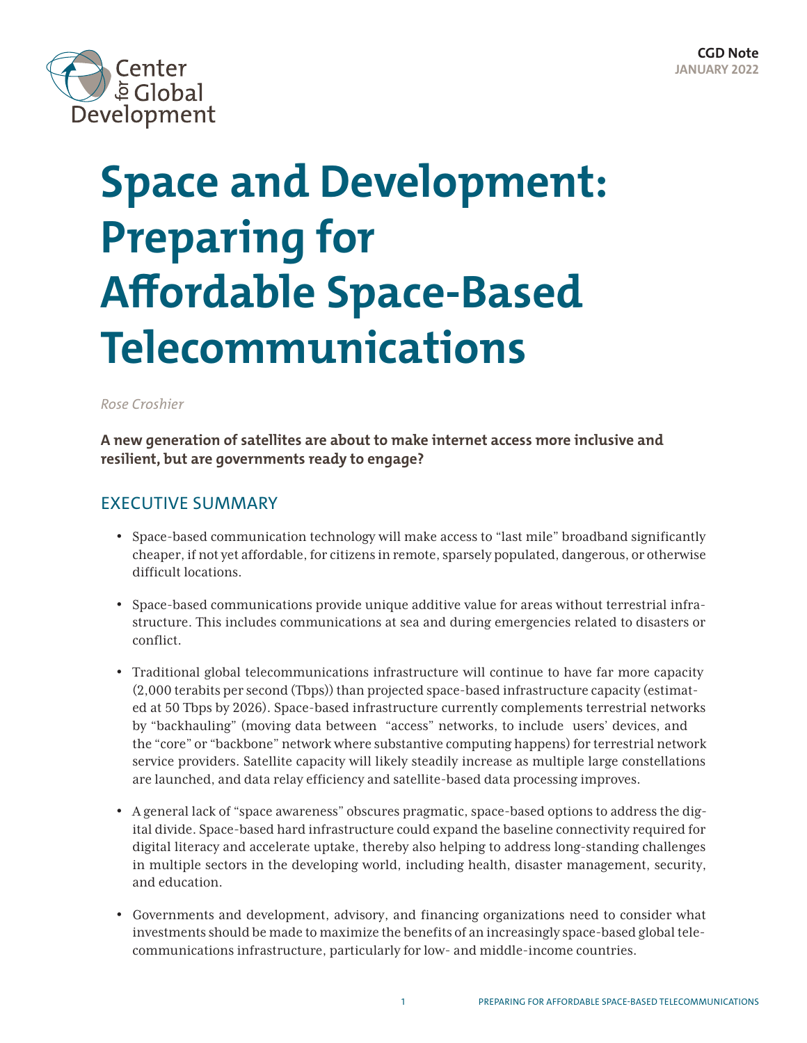CGD Note
JANUARY 2022

# Space and Development: Preparing for Affordable Space-Based Telecommunications

*Rose Croshier*

**A new generation of satellites are about to make internet access more inclusive and resilient, but are governments ready to engage?**

## EXECUTIVE SUMMARY

- Space-based communication technology will make access to "last mile" broadband significantly cheaper, if not yet affordable, for citizens in remote, sparsely populated, dangerous, or otherwise difficult locations.
- Space-based communications provide unique additive value for areas without terrestrial infrastructure. This includes communications at sea and during emergencies related to disasters or conflict.
- Traditional global telecommunications infrastructure will continue to have far more capacity (2,000 terabits per second (Tbps)) than projected space-based infrastructure capacity (estimated at 50 Tbps by 2026). Space-based infrastructure currently complements terrestrial networks by "backhauling" (moving data between "access" networks, to include users' devices, and the "core" or "backbone" network where substantive computing happens) for terrestrial network service providers. Satellite capacity will likely steadily increase as multiple large constellations are launched, and data relay efficiency and satellite-based data processing improves.
- A general lack of "space awareness" obscures pragmatic, space-based options to address the digital divide. Space-based hard infrastructure could expand the baseline connectivity required for digital literacy and accelerate uptake, thereby also helping to address long-standing challenges in multiple sectors in the developing world, including health, disaster management, security, and education.
- Governments and development, advisory, and financing organizations need to consider what investments should be made to maximize the benefits of an increasingly space-based global telecommunications infrastructure, particularly for low- and middle-income countries.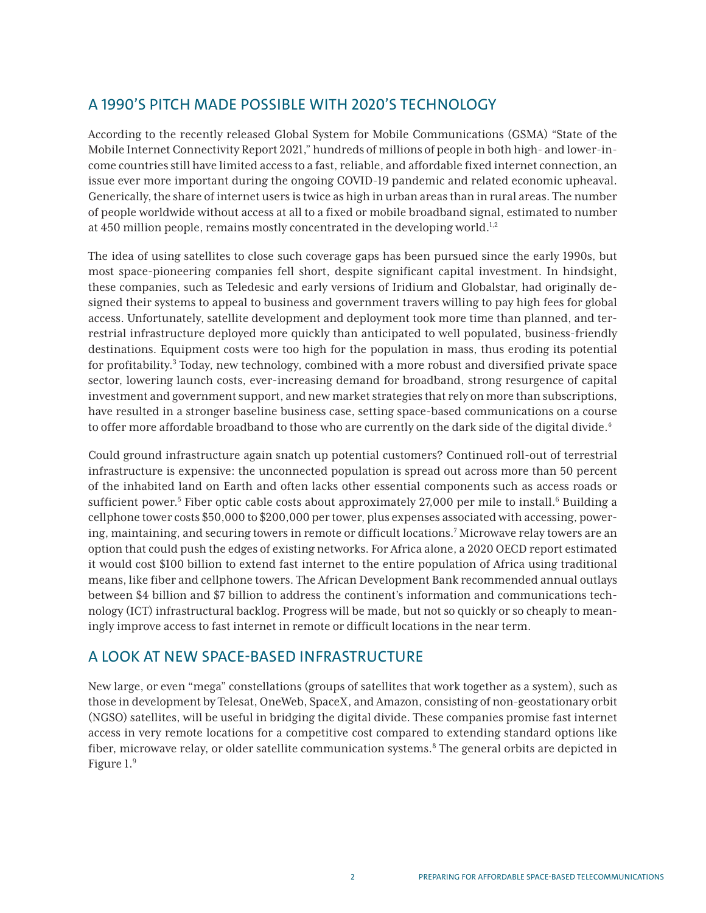## A 1990'S PITCH MADE POSSIBLE WITH 2020'S TECHNOLOGY

According to the recently released Global System for Mobile Communications (GSMA) "State of the Mobile Internet Connectivity Report 2021," hundreds of millions of people in both high- and lower-income countries still have limited access to a fast, reliable, and affordable fixed internet connection, an issue ever more important during the ongoing COVID-19 pandemic and related economic upheaval. Generically, the share of internet users is twice as high in urban areas than in rural areas. The number of people worldwide without access at all to a fixed or mobile broadband signal, estimated to number at 450 million people, remains mostly concentrated in the developing world.[1,2]

The idea of using satellites to close such coverage gaps has been pursued since the early 1990s, but most space-pioneering companies fell short, despite significant capital investment. In hindsight, these companies, such as Teledesic and early versions of Iridium and Globalstar, had originally designed their systems to appeal to business and government travers willing to pay high fees for global access. Unfortunately, satellite development and deployment took more time than planned, and terrestrial infrastructure deployed more quickly than anticipated to well populated, business-friendly destinations. Equipment costs were too high for the population in mass, thus eroding its potential for profitability.[3] Today, new technology, combined with a more robust and diversified private space sector, lowering launch costs, ever-increasing demand for broadband, strong resurgence of capital investment and government support, and new market strategies that rely on more than subscriptions, have resulted in a stronger baseline business case, setting space-based communications on a course to offer more affordable broadband to those who are currently on the dark side of the digital divide.[4]

Could ground infrastructure again snatch up potential customers? Continued roll-out of terrestrial infrastructure is expensive: the unconnected population is spread out across more than 50 percent of the inhabited land on Earth and often lacks other essential components such as access roads or sufficient power.[5] Fiber optic cable costs about approximately 27,000 per mile to install.[6] Building a cellphone tower costs $50,000 to $200,000 per tower, plus expenses associated with accessing, powering, maintaining, and securing towers in remote or difficult locations.[7] Microwave relay towers are an option that could push the edges of existing networks. For Africa alone, a 2020 OECD report estimated it would cost $100 billion to extend fast internet to the entire population of Africa using traditional means, like fiber and cellphone towers. The African Development Bank recommended annual outlays between $4 billion and $7 billion to address the continent's information and communications technology (ICT) infrastructural backlog. Progress will be made, but not so quickly or so cheaply to meaningly improve access to fast internet in remote or difficult locations in the near term.

## A LOOK AT NEW SPACE-BASED INFRASTRUCTURE

New large, or even "mega" constellations (groups of satellites that work together as a system), such as those in development by Telesat, OneWeb, SpaceX, and Amazon, consisting of non-geostationary orbit (NGSO) satellites, will be useful in bridging the digital divide. These companies promise fast internet access in very remote locations for a competitive cost compared to extending standard options like fiber, microwave relay, or older satellite communication systems.[8] The general orbits are depicted in Figure 1.[9]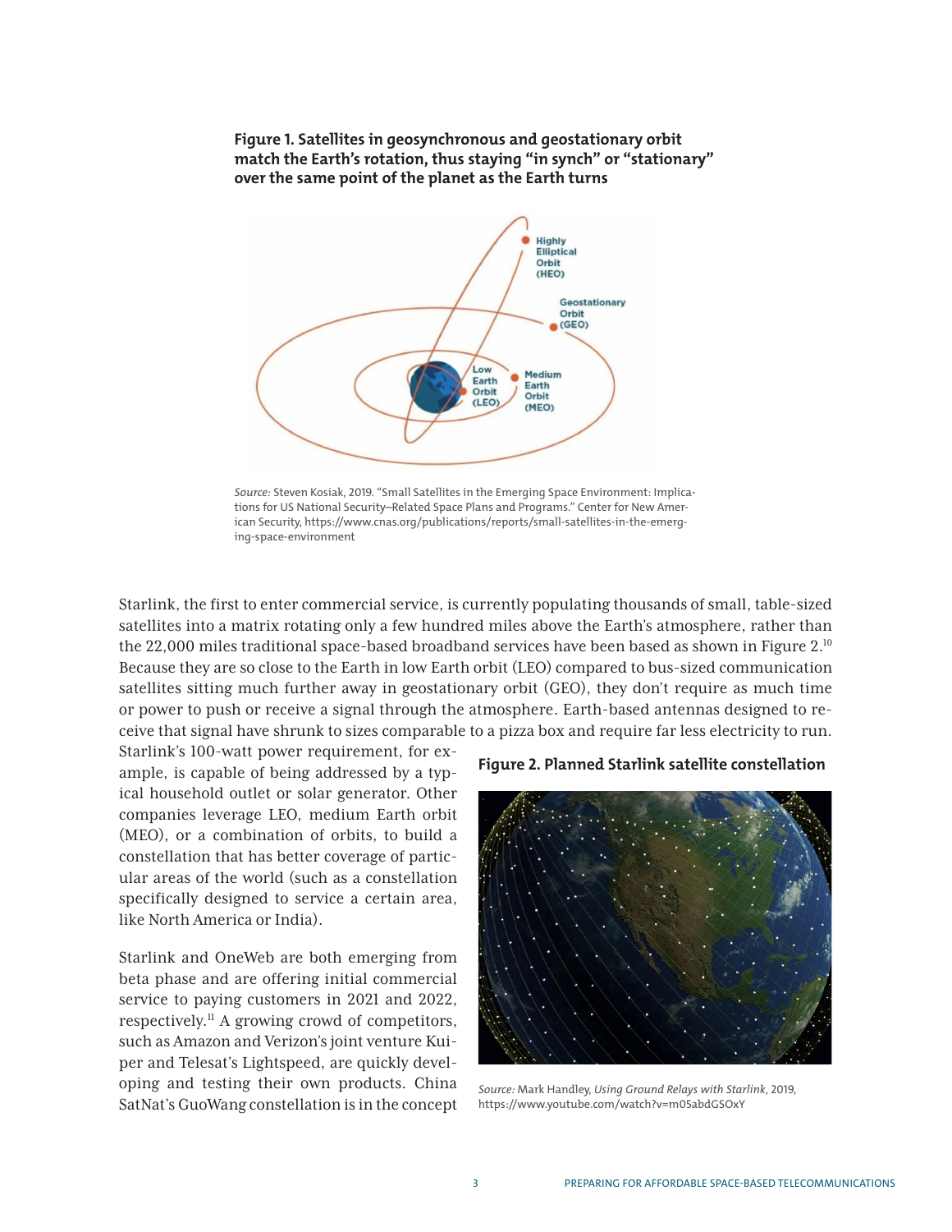**Figure 1. Satellites in geosynchronous and geostationary orbit match the Earth's rotation, thus staying "in synch" or "stationary" over the same point of the planet as the Earth turns**

*Source:* Steven Kosiak, 2019. "Small Satellites in the Emerging Space Environment: Implications for US National Security–Related Space Plans and Programs." Center for New American Security, https://www.cnas.org/publications/reports/small-satellites-in-the-emerging-space-environment

Starlink, the first to enter commercial service, is currently populating thousands of small, table-sized satellites into a matrix rotating only a few hundred miles above the Earth's atmosphere, rather than the 22,000 miles traditional space-based broadband services have been based as shown in Figure 2.[10] Because they are so close to the Earth in low Earth orbit (LEO) compared to bus-sized communication satellites sitting much further away in geostationary orbit (GEO), they don't require as much time or power to push or receive a signal through the atmosphere. Earth-based antennas designed to receive that signal have shrunk to sizes comparable to a pizza box and require far less electricity to run. Starlink's 100-watt power requirement, for example, is capable of being addressed by a typical household outlet or solar generator. Other companies leverage LEO, medium Earth orbit (MEO), or a combination of orbits, to build a constellation that has better coverage of particular areas of the world (such as a constellation specifically designed to service a certain area, like North America or India).

**Figure 2. Planned Starlink satellite constellation**

*Source:* Mark Handley, *Using Ground Relays with Starlink*, 2019, https://www.youtube.com/watch?v=m05abdGSOxY

Starlink and OneWeb are both emerging from beta phase and are offering initial commercial service to paying customers in 2021 and 2022, respectively.[11] A growing crowd of competitors, such as Amazon and Verizon's joint venture Kuiper and Telesat's Lightspeed, are quickly developing and testing their own products. China SatNat's GuoWang constellation is in the concept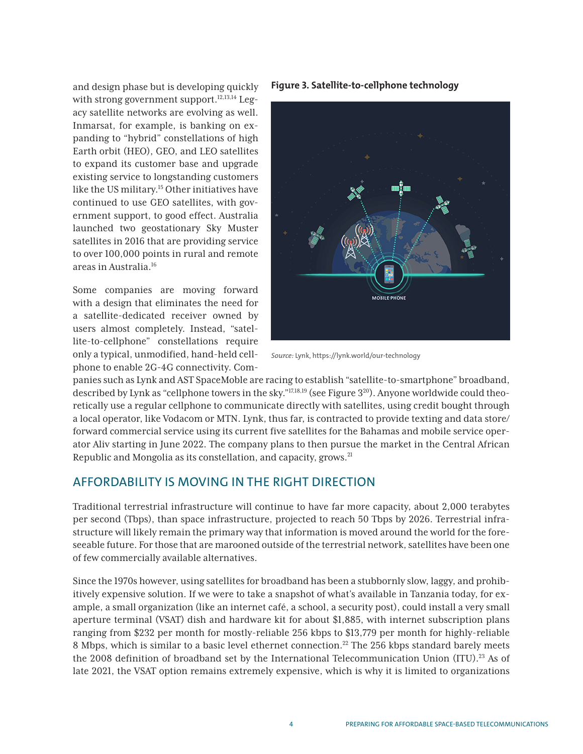and design phase but is developing quickly with strong government support.[12,13,14] Legacy satellite networks are evolving as well. Inmarsat, for example, is banking on expanding to "hybrid" constellations of high Earth orbit (HEO), GEO, and LEO satellites to expand its customer base and upgrade existing service to longstanding customers like the US military.[15] Other initiatives have continued to use GEO satellites, with government support, to good effect. Australia launched two geostationary Sky Muster satellites in 2016 that are providing service to over 100,000 points in rural and remote areas in Australia.[16]

Some companies are moving forward with a design that eliminates the need for a satellite-dedicated receiver owned by users almost completely. Instead, "satellite-to-cellphone" constellations require only a typical, unmodified, hand-held cellphone to enable 2G-4G connectivity. Companies such as Lynk and AST SpaceMoble are racing to establish "satellite-to-smartphone" broadband, described by Lynk as "cellphone towers in the sky."[17,18,19] (see Figure 3[20]). Anyone worldwide could theoretically use a regular cellphone to communicate directly with satellites, using credit bought through a local operator, like Vodacom or MTN. Lynk, thus far, is contracted to provide texting and data store/forward commercial service using its current five satellites for the Bahamas and mobile service operator Aliv starting in June 2022. The company plans to then pursue the market in the Central African Republic and Mongolia as its constellation, and capacity, grows.[21]

**Figure 3. Satellite-to-cellphone technology**

*Source:* Lynk, https://lynk.world/our-technology

## AFFORDABILITY IS MOVING IN THE RIGHT DIRECTION

Traditional terrestrial infrastructure will continue to have far more capacity, about 2,000 terabytes per second (Tbps), than space infrastructure, projected to reach 50 Tbps by 2026. Terrestrial infrastructure will likely remain the primary way that information is moved around the world for the foreseeable future. For those that are marooned outside of the terrestrial network, satellites have been one of few commercially available alternatives.

Since the 1970s however, using satellites for broadband has been a stubbornly slow, laggy, and prohibitively expensive solution. If we were to take a snapshot of what's available in Tanzania today, for example, a small organization (like an internet café, a school, a security post), could install a very small aperture terminal (VSAT) dish and hardware kit for about $1,885, with internet subscription plans ranging from $232 per month for mostly-reliable 256 kbps to $13,779 per month for highly-reliable 8 Mbps, which is similar to a basic level ethernet connection.[22] The 256 kbps standard barely meets the 2008 definition of broadband set by the International Telecommunication Union (ITU).[23] As of late 2021, the VSAT option remains extremely expensive, which is why it is limited to organizations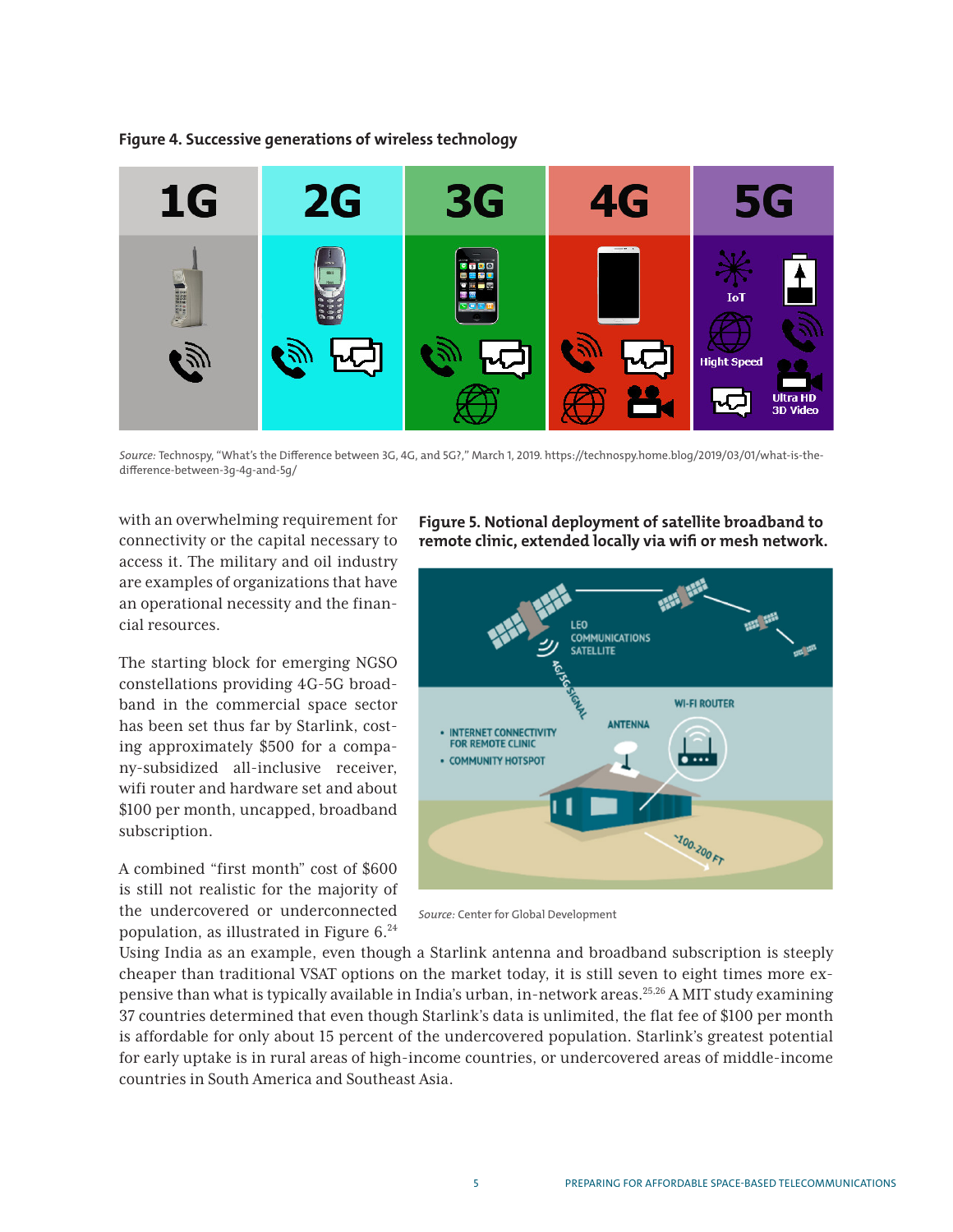**Figure 4. Successive generations of wireless technology**

*Source:* Technospy, "What's the Difference between 3G, 4G, and 5G?," March 1, 2019. https://technospy.home.blog/2019/03/01/what-is-the-difference-between-3g-4g-and-5g/

with an overwhelming requirement for connectivity or the capital necessary to access it. The military and oil industry are examples of organizations that have an operational necessity and the financial resources.

The starting block for emerging NGSO constellations providing 4G-5G broadband in the commercial space sector has been set thus far by Starlink, costing approximately $500 for a company-subsidized all-inclusive receiver, wifi router and hardware set and about $100 per month, uncapped, broadband subscription.

A combined "first month" cost of $600 is still not realistic for the majority of the undercovered or underconnected population, as illustrated in Figure 6.[24] Using India as an example, even though a Starlink antenna and broadband subscription is steeply cheaper than traditional VSAT options on the market today, it is still seven to eight times more expensive than what is typically available in India's urban, in-network areas.[25,26] A MIT study examining 37 countries determined that even though Starlink's data is unlimited, the flat fee of $100 per month is affordable for only about 15 percent of the undercovered population. Starlink's greatest potential for early uptake is in rural areas of high-income countries, or undercovered areas of middle-income countries in South America and Southeast Asia.

**Figure 5. Notional deployment of satellite broadband to remote clinic, extended locally via wifi or mesh network.**

*Source:* Center for Global Development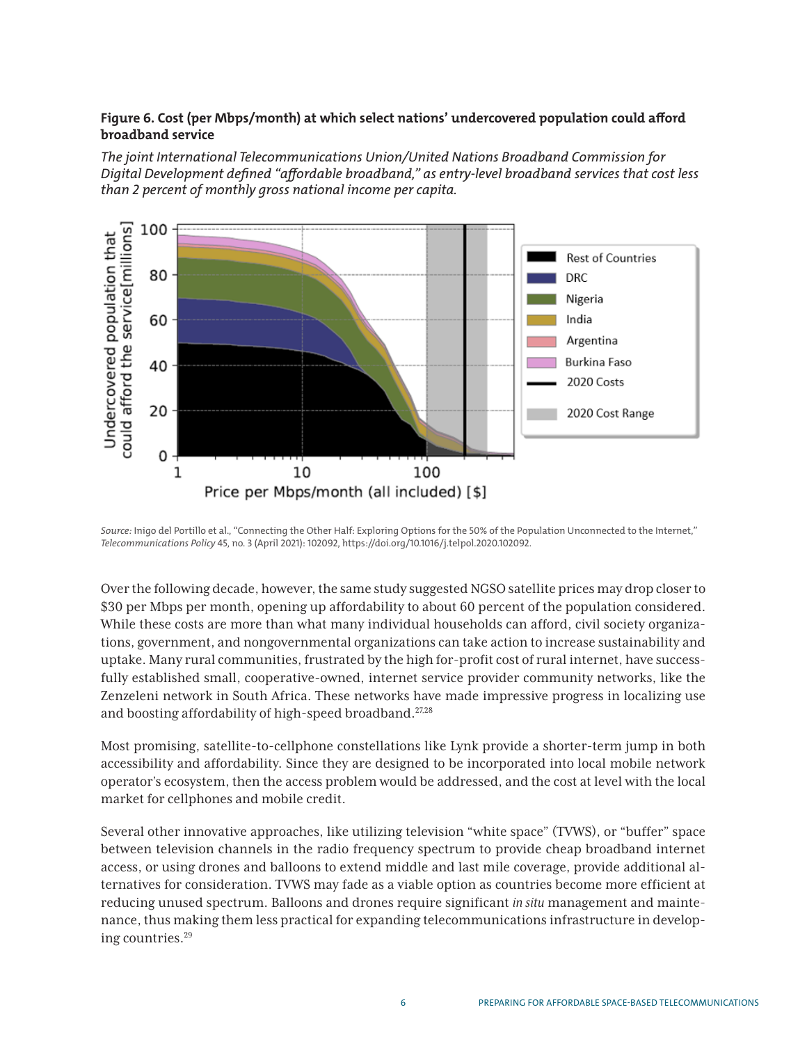**Figure 6. Cost (per Mbps/month) at which select nations' undercovered population could afford broadband service**

*The joint International Telecommunications Union/United Nations Broadband Commission for Digital Development defined "affordable broadband," as entry-level broadband services that cost less than 2 percent of monthly gross national income per capita.*

*Source:* Inigo del Portillo et al., "Connecting the Other Half: Exploring Options for the 50% of the Population Unconnected to the Internet," *Telecommunications Policy* 45, no. 3 (April 2021): 102092, https://doi.org/10.1016/j.telpol.2020.102092.

Over the following decade, however, the same study suggested NGSO satellite prices may drop closer to $30 per Mbps per month, opening up affordability to about 60 percent of the population considered. While these costs are more than what many individual households can afford, civil society organizations, government, and nongovernmental organizations can take action to increase sustainability and uptake. Many rural communities, frustrated by the high for-profit cost of rural internet, have successfully established small, cooperative-owned, internet service provider community networks, like the Zenzeleni network in South Africa. These networks have made impressive progress in localizing use and boosting affordability of high-speed broadband.[27,28]

Most promising, satellite-to-cellphone constellations like Lynk provide a shorter-term jump in both accessibility and affordability. Since they are designed to be incorporated into local mobile network operator's ecosystem, then the access problem would be addressed, and the cost at level with the local market for cellphones and mobile credit.

Several other innovative approaches, like utilizing television "white space" (TVWS), or "buffer" space between television channels in the radio frequency spectrum to provide cheap broadband internet access, or using drones and balloons to extend middle and last mile coverage, provide additional alternatives for consideration. TVWS may fade as a viable option as countries become more efficient at reducing unused spectrum. Balloons and drones require significant *in situ* management and maintenance, thus making them less practical for expanding telecommunications infrastructure in developing countries.[29]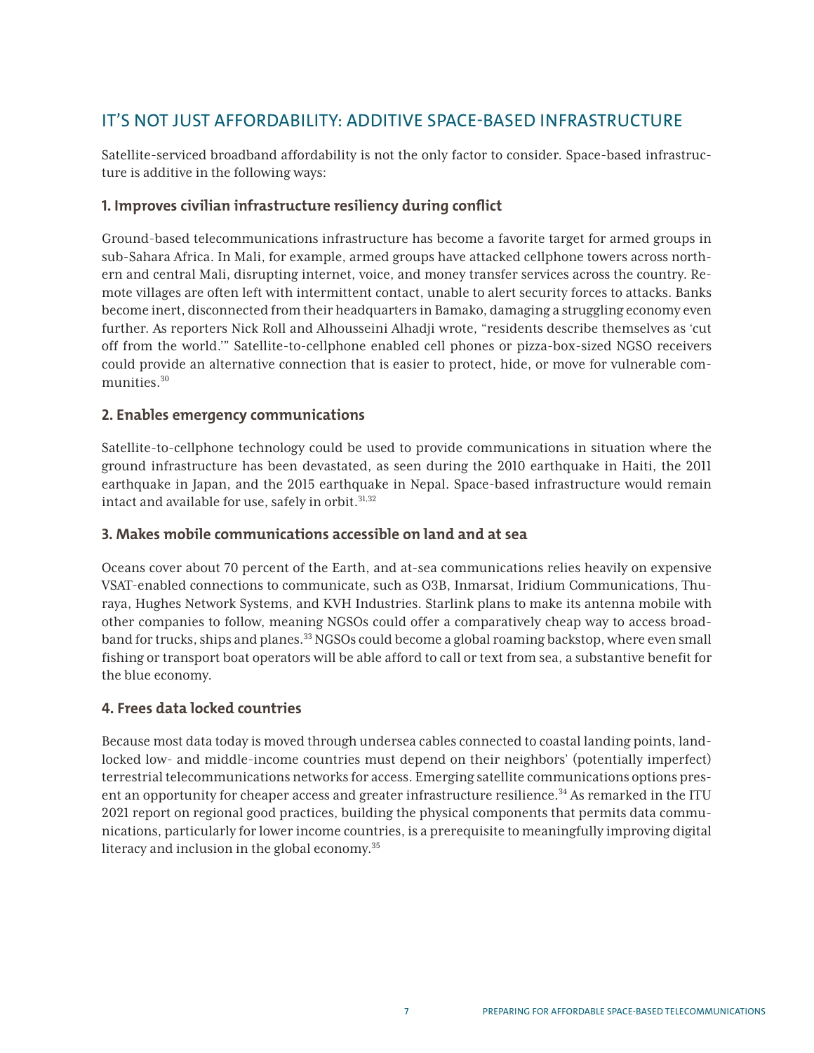## IT'S NOT JUST AFFORDABILITY: ADDITIVE SPACE-BASED INFRASTRUCTURE

Satellite-serviced broadband affordability is not the only factor to consider. Space-based infrastructure is additive in the following ways:

### 1. Improves civilian infrastructure resiliency during conflict

Ground-based telecommunications infrastructure has become a favorite target for armed groups in sub-Sahara Africa. In Mali, for example, armed groups have attacked cellphone towers across northern and central Mali, disrupting internet, voice, and money transfer services across the country. Remote villages are often left with intermittent contact, unable to alert security forces to attacks. Banks become inert, disconnected from their headquarters in Bamako, damaging a struggling economy even further. As reporters Nick Roll and Alhousseini Alhadji wrote, "residents describe themselves as 'cut off from the world.'" Satellite-to-cellphone enabled cell phones or pizza-box-sized NGSO receivers could provide an alternative connection that is easier to protect, hide, or move for vulnerable communities.[30]

### 2. Enables emergency communications

Satellite-to-cellphone technology could be used to provide communications in situation where the ground infrastructure has been devastated, as seen during the 2010 earthquake in Haiti, the 2011 earthquake in Japan, and the 2015 earthquake in Nepal. Space-based infrastructure would remain intact and available for use, safely in orbit.[31,32]

### 3. Makes mobile communications accessible on land and at sea

Oceans cover about 70 percent of the Earth, and at-sea communications relies heavily on expensive VSAT-enabled connections to communicate, such as O3B, Inmarsat, Iridium Communications, Thuraya, Hughes Network Systems, and KVH Industries. Starlink plans to make its antenna mobile with other companies to follow, meaning NGSOs could offer a comparatively cheap way to access broadband for trucks, ships and planes.[33] NGSOs could become a global roaming backstop, where even small fishing or transport boat operators will be able afford to call or text from sea, a substantive benefit for the blue economy.

### 4. Frees data locked countries

Because most data today is moved through undersea cables connected to coastal landing points, landlocked low- and middle-income countries must depend on their neighbors' (potentially imperfect) terrestrial telecommunications networks for access. Emerging satellite communications options present an opportunity for cheaper access and greater infrastructure resilience.[34] As remarked in the ITU 2021 report on regional good practices, building the physical components that permits data communications, particularly for lower income countries, is a prerequisite to meaningfully improving digital literacy and inclusion in the global economy.[35]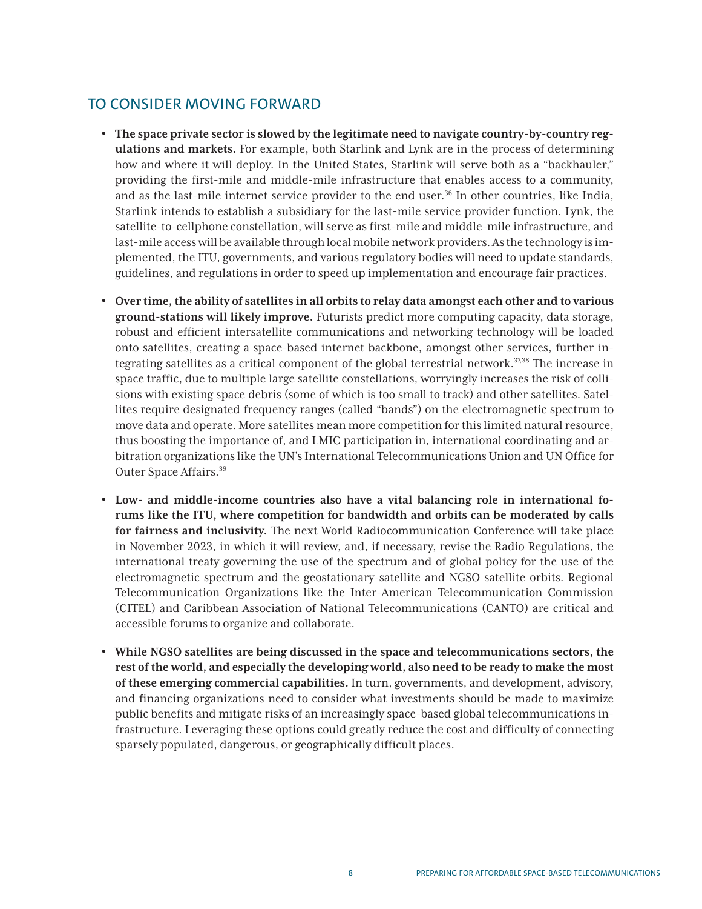## TO CONSIDER MOVING FORWARD

- **The space private sector is slowed by the legitimate need to navigate country-by-country regulations and markets.** For example, both Starlink and Lynk are in the process of determining how and where it will deploy. In the United States, Starlink will serve both as a "backhauler," providing the first-mile and middle-mile infrastructure that enables access to a community, and as the last-mile internet service provider to the end user.[36] In other countries, like India, Starlink intends to establish a subsidiary for the last-mile service provider function. Lynk, the satellite-to-cellphone constellation, will serve as first-mile and middle-mile infrastructure, and last-mile access will be available through local mobile network providers. As the technology is implemented, the ITU, governments, and various regulatory bodies will need to update standards, guidelines, and regulations in order to speed up implementation and encourage fair practices.

- **Over time, the ability of satellites in all orbits to relay data amongst each other and to various ground-stations will likely improve.** Futurists predict more computing capacity, data storage, robust and efficient intersatellite communications and networking technology will be loaded onto satellites, creating a space-based internet backbone, amongst other services, further integrating satellites as a critical component of the global terrestrial network.[37,38] The increase in space traffic, due to multiple large satellite constellations, worryingly increases the risk of collisions with existing space debris (some of which is too small to track) and other satellites. Satellites require designated frequency ranges (called "bands") on the electromagnetic spectrum to move data and operate. More satellites mean more competition for this limited natural resource, thus boosting the importance of, and LMIC participation in, international coordinating and arbitration organizations like the UN's International Telecommunications Union and UN Office for Outer Space Affairs.[39]

- **Low- and middle-income countries also have a vital balancing role in international forums like the ITU, where competition for bandwidth and orbits can be moderated by calls for fairness and inclusivity.** The next World Radiocommunication Conference will take place in November 2023, in which it will review, and, if necessary, revise the Radio Regulations, the international treaty governing the use of the spectrum and of global policy for the use of the electromagnetic spectrum and the geostationary-satellite and NGSO satellite orbits. Regional Telecommunication Organizations like the Inter-American Telecommunication Commission (CITEL) and Caribbean Association of National Telecommunications (CANTO) are critical and accessible forums to organize and collaborate.

- **While NGSO satellites are being discussed in the space and telecommunications sectors, the rest of the world, and especially the developing world, also need to be ready to make the most of these emerging commercial capabilities.** In turn, governments, and development, advisory, and financing organizations need to consider what investments should be made to maximize public benefits and mitigate risks of an increasingly space-based global telecommunications infrastructure. Leveraging these options could greatly reduce the cost and difficulty of connecting sparsely populated, dangerous, or geographically difficult places.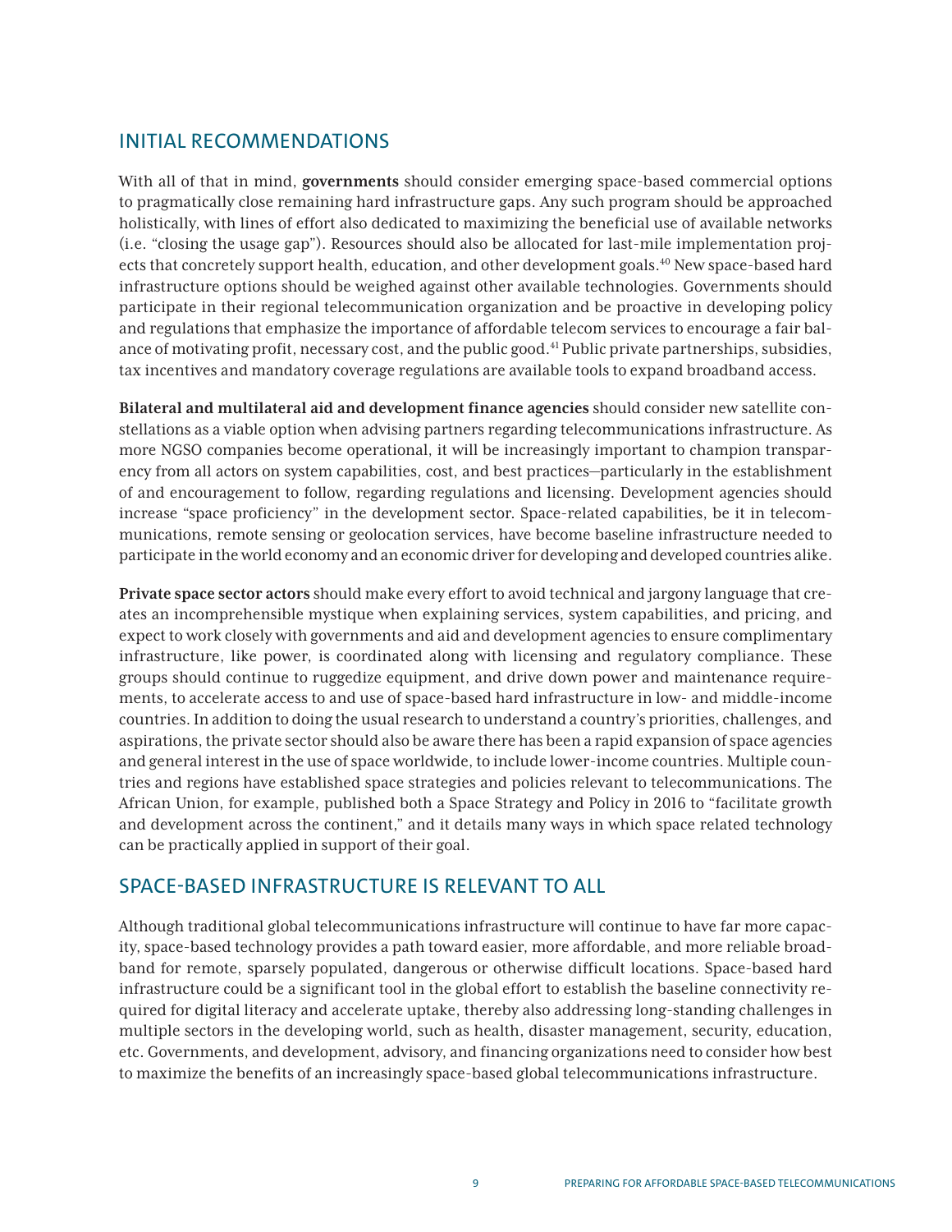## INITIAL RECOMMENDATIONS

With all of that in mind, **governments** should consider emerging space-based commercial options to pragmatically close remaining hard infrastructure gaps. Any such program should be approached holistically, with lines of effort also dedicated to maximizing the beneficial use of available networks (i.e. "closing the usage gap"). Resources should also be allocated for last-mile implementation projects that concretely support health, education, and other development goals.[40] New space-based hard infrastructure options should be weighed against other available technologies. Governments should participate in their regional telecommunication organization and be proactive in developing policy and regulations that emphasize the importance of affordable telecom services to encourage a fair balance of motivating profit, necessary cost, and the public good.[41] Public private partnerships, subsidies, tax incentives and mandatory coverage regulations are available tools to expand broadband access.

**Bilateral and multilateral aid and development finance agencies** should consider new satellite constellations as a viable option when advising partners regarding telecommunications infrastructure. As more NGSO companies become operational, it will be increasingly important to champion transparency from all actors on system capabilities, cost, and best practices—particularly in the establishment of and encouragement to follow, regarding regulations and licensing. Development agencies should increase "space proficiency" in the development sector. Space-related capabilities, be it in telecommunications, remote sensing or geolocation services, have become baseline infrastructure needed to participate in the world economy and an economic driver for developing and developed countries alike.

**Private space sector actors** should make every effort to avoid technical and jargony language that creates an incomprehensible mystique when explaining services, system capabilities, and pricing, and expect to work closely with governments and aid and development agencies to ensure complimentary infrastructure, like power, is coordinated along with licensing and regulatory compliance. These groups should continue to ruggedize equipment, and drive down power and maintenance requirements, to accelerate access to and use of space-based hard infrastructure in low- and middle-income countries. In addition to doing the usual research to understand a country's priorities, challenges, and aspirations, the private sector should also be aware there has been a rapid expansion of space agencies and general interest in the use of space worldwide, to include lower-income countries. Multiple countries and regions have established space strategies and policies relevant to telecommunications. The African Union, for example, published both a Space Strategy and Policy in 2016 to "facilitate growth and development across the continent," and it details many ways in which space related technology can be practically applied in support of their goal.

## SPACE-BASED INFRASTRUCTURE IS RELEVANT TO ALL

Although traditional global telecommunications infrastructure will continue to have far more capacity, space-based technology provides a path toward easier, more affordable, and more reliable broadband for remote, sparsely populated, dangerous or otherwise difficult locations. Space-based hard infrastructure could be a significant tool in the global effort to establish the baseline connectivity required for digital literacy and accelerate uptake, thereby also addressing long-standing challenges in multiple sectors in the developing world, such as health, disaster management, security, education, etc. Governments, and development, advisory, and financing organizations need to consider how best to maximize the benefits of an increasingly space-based global telecommunications infrastructure.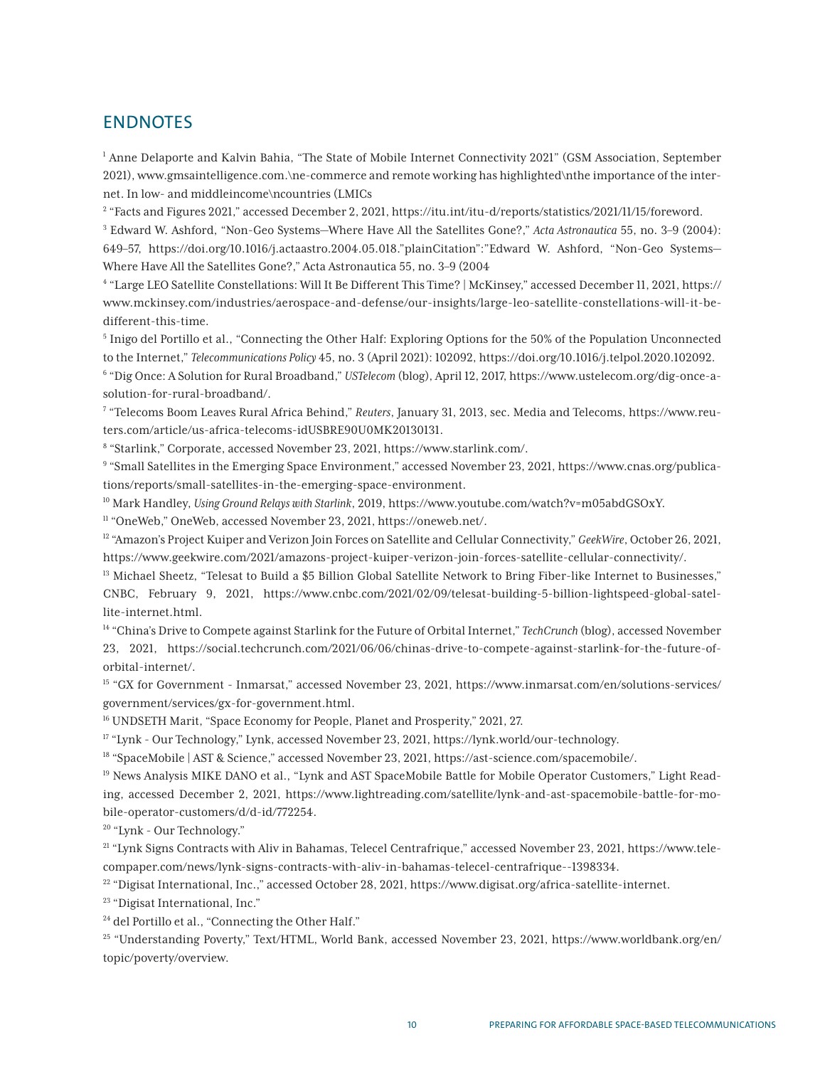## ENDNOTES

[1] Anne Delaporte and Kalvin Bahia, "The State of Mobile Internet Connectivity 2021" (GSM Association, September 2021), www.gmsaintelligence.com.\ne-commerce and remote working has highlighted\nthe importance of the internet. In low- and middleincome\ncountries (LMICs

[2] "Facts and Figures 2021," accessed December 2, 2021, https://itu.int/itu-d/reports/statistics/2021/11/15/foreword.

[3] Edward W. Ashford, "Non-Geo Systems—Where Have All the Satellites Gone?," *Acta Astronautica* 55, no. 3–9 (2004): 649–57, https://doi.org/10.1016/j.actaastro.2004.05.018."plainCitation":"Edward W. Ashford, "Non-Geo Systems—Where Have All the Satellites Gone?," Acta Astronautica 55, no. 3–9 (2004

[4] "Large LEO Satellite Constellations: Will It Be Different This Time? | McKinsey," accessed December 11, 2021, https://www.mckinsey.com/industries/aerospace-and-defense/our-insights/large-leo-satellite-constellations-will-it-be-different-this-time.

[5] Inigo del Portillo et al., "Connecting the Other Half: Exploring Options for the 50% of the Population Unconnected to the Internet," *Telecommunications Policy* 45, no. 3 (April 2021): 102092, https://doi.org/10.1016/j.telpol.2020.102092.

[6] "Dig Once: A Solution for Rural Broadband," *USTelecom* (blog), April 12, 2017, https://www.ustelecom.org/dig-once-a-solution-for-rural-broadband/.

[7] "Telecoms Boom Leaves Rural Africa Behind," *Reuters*, January 31, 2013, sec. Media and Telecoms, https://www.reuters.com/article/us-africa-telecoms-idUSBRE90U0MK20130131.

[8] "Starlink," Corporate, accessed November 23, 2021, https://www.starlink.com/.

[9] "Small Satellites in the Emerging Space Environment," accessed November 23, 2021, https://www.cnas.org/publications/reports/small-satellites-in-the-emerging-space-environment.

[10] Mark Handley, *Using Ground Relays with Starlink*, 2019, https://www.youtube.com/watch?v=m05abdGSOxY.

[11] "OneWeb," OneWeb, accessed November 23, 2021, https://oneweb.net/.

[12] "Amazon's Project Kuiper and Verizon Join Forces on Satellite and Cellular Connectivity," *GeekWire*, October 26, 2021, https://www.geekwire.com/2021/amazons-project-kuiper-verizon-join-forces-satellite-cellular-connectivity/.

[13] Michael Sheetz, "Telesat to Build a $5 Billion Global Satellite Network to Bring Fiber-like Internet to Businesses," CNBC, February 9, 2021, https://www.cnbc.com/2021/02/09/telesat-building-5-billion-lightspeed-global-satellite-internet.html.

[14] "China's Drive to Compete against Starlink for the Future of Orbital Internet," *TechCrunch* (blog), accessed November 23, 2021, https://social.techcrunch.com/2021/06/06/chinas-drive-to-compete-against-starlink-for-the-future-of-orbital-internet/.

[15] "GX for Government - Inmarsat," accessed November 23, 2021, https://www.inmarsat.com/en/solutions-services/government/services/gx-for-government.html.

[16] UNDSETH Marit, "Space Economy for People, Planet and Prosperity," 2021, 27.

[17] "Lynk - Our Technology," Lynk, accessed November 23, 2021, https://lynk.world/our-technology.

[18] "SpaceMobile | AST & Science," accessed November 23, 2021, https://ast-science.com/spacemobile/.

[19] News Analysis MIKE DANO et al., "Lynk and AST SpaceMobile Battle for Mobile Operator Customers," Light Reading, accessed December 2, 2021, https://www.lightreading.com/satellite/lynk-and-ast-spacemobile-battle-for-mobile-operator-customers/d/d-id/772254.

[20] "Lynk - Our Technology."

[21] "Lynk Signs Contracts with Aliv in Bahamas, Telecel Centrafrique," accessed November 23, 2021, https://www.telecompaper.com/news/lynk-signs-contracts-with-aliv-in-bahamas-telecel-centrafrique--1398334.

[22] "Digisat International, Inc.," accessed October 28, 2021, https://www.digisat.org/africa-satellite-internet.

[23] "Digisat International, Inc."

[24] del Portillo et al., "Connecting the Other Half."

[25] "Understanding Poverty," Text/HTML, World Bank, accessed November 23, 2021, https://www.worldbank.org/en/topic/poverty/overview.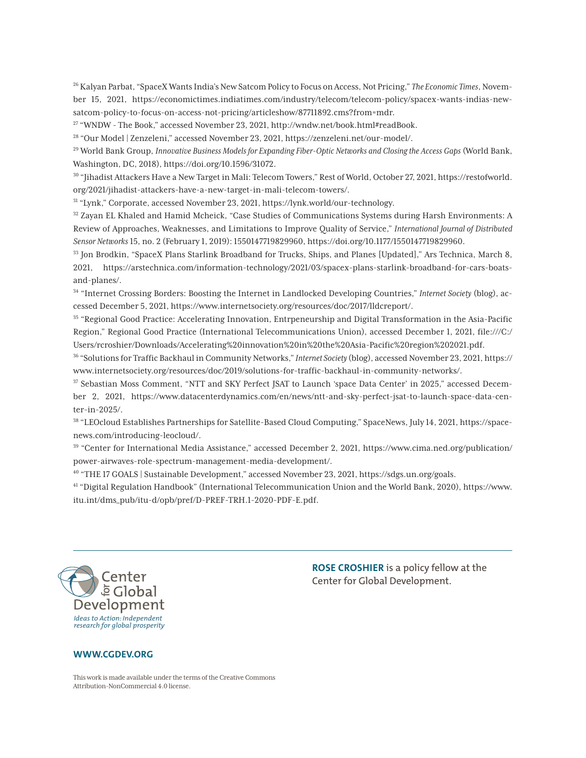[26] Kalyan Parbat, "SpaceX Wants India's New Satcom Policy to Focus on Access, Not Pricing," *The Economic Times*, November 15, 2021, https://economictimes.indiatimes.com/industry/telecom/telecom-policy/spacex-wants-indias-new-satcom-policy-to-focus-on-access-not-pricing/articleshow/87711892.cms?from=mdr.

[27] "WNDW - The Book," accessed November 23, 2021, http://wndw.net/book.html#readBook.

[28] "Our Model | Zenzeleni," accessed November 23, 2021, https://zenzeleni.net/our-model/.

[29] World Bank Group, *Innovative Business Models for Expanding Fiber-Optic Networks and Closing the Access Gaps* (World Bank, Washington, DC, 2018), https://doi.org/10.1596/31072.

[30] "Jihadist Attackers Have a New Target in Mali: Telecom Towers," Rest of World, October 27, 2021, https://restofworld.org/2021/jihadist-attackers-have-a-new-target-in-mali-telecom-towers/.

[31] "Lynk," Corporate, accessed November 23, 2021, https://lynk.world/our-technology.

[32] Zayan EL Khaled and Hamid Mcheick, "Case Studies of Communications Systems during Harsh Environments: A Review of Approaches, Weaknesses, and Limitations to Improve Quality of Service," *International Journal of Distributed Sensor Networks* 15, no. 2 (February 1, 2019): 1550147719829960, https://doi.org/10.1177/1550147719829960.

[33] Jon Brodkin, "SpaceX Plans Starlink Broadband for Trucks, Ships, and Planes [Updated]," Ars Technica, March 8, 2021, https://arstechnica.com/information-technology/2021/03/spacex-plans-starlink-broadband-for-cars-boats-and-planes/.

[34] "Internet Crossing Borders: Boosting the Internet in Landlocked Developing Countries," *Internet Society* (blog), accessed December 5, 2021, https://www.internetsociety.org/resources/doc/2017/lldcreport/.

[35] "Regional Good Practice: Accelerating Innovation, Entrpeneurship and Digital Transformation in the Asia-Pacific Region," Regional Good Practice (International Telecommunications Union), accessed December 1, 2021, file:///C:/Users/rcroshier/Downloads/Accelerating%20innovation%20in%20the%20Asia-Pacific%20region%202021.pdf.

[36] "Solutions for Traffic Backhaul in Community Networks," *Internet Society* (blog), accessed November 23, 2021, https://www.internetsociety.org/resources/doc/2019/solutions-for-traffic-backhaul-in-community-networks/.

[37] Sebastian Moss Comment, "NTT and SKY Perfect JSAT to Launch 'space Data Center' in 2025," accessed December 2, 2021, https://www.datacenterdynamics.com/en/news/ntt-and-sky-perfect-jsat-to-launch-space-data-center-in-2025/.

[38] "LEOcloud Establishes Partnerships for Satellite-Based Cloud Computing," SpaceNews, July 14, 2021, https://spacenews.com/introducing-leocloud/.

[39] "Center for International Media Assistance," accessed December 2, 2021, https://www.cima.ned.org/publication/power-airwaves-role-spectrum-management-media-development/.

[40] "THE 17 GOALS | Sustainable Development," accessed November 23, 2021, https://sdgs.un.org/goals.

[41] "Digital Regulation Handbook" (International Telecommunication Union and the World Bank, 2020), https://www.itu.int/dms_pub/itu-d/opb/pref/D-PREF-TRH.1-2020-PDF-E.pdf.

---

Center for Global Development

*Ideas to Action: Independent research for global prosperity*

**ROSE CROSHIER** is a policy fellow at the Center for Global Development.

**WWW.CGDEV.ORG**

This work is made available under the terms of the Creative Commons Attribution-NonCommercial 4.0 license.